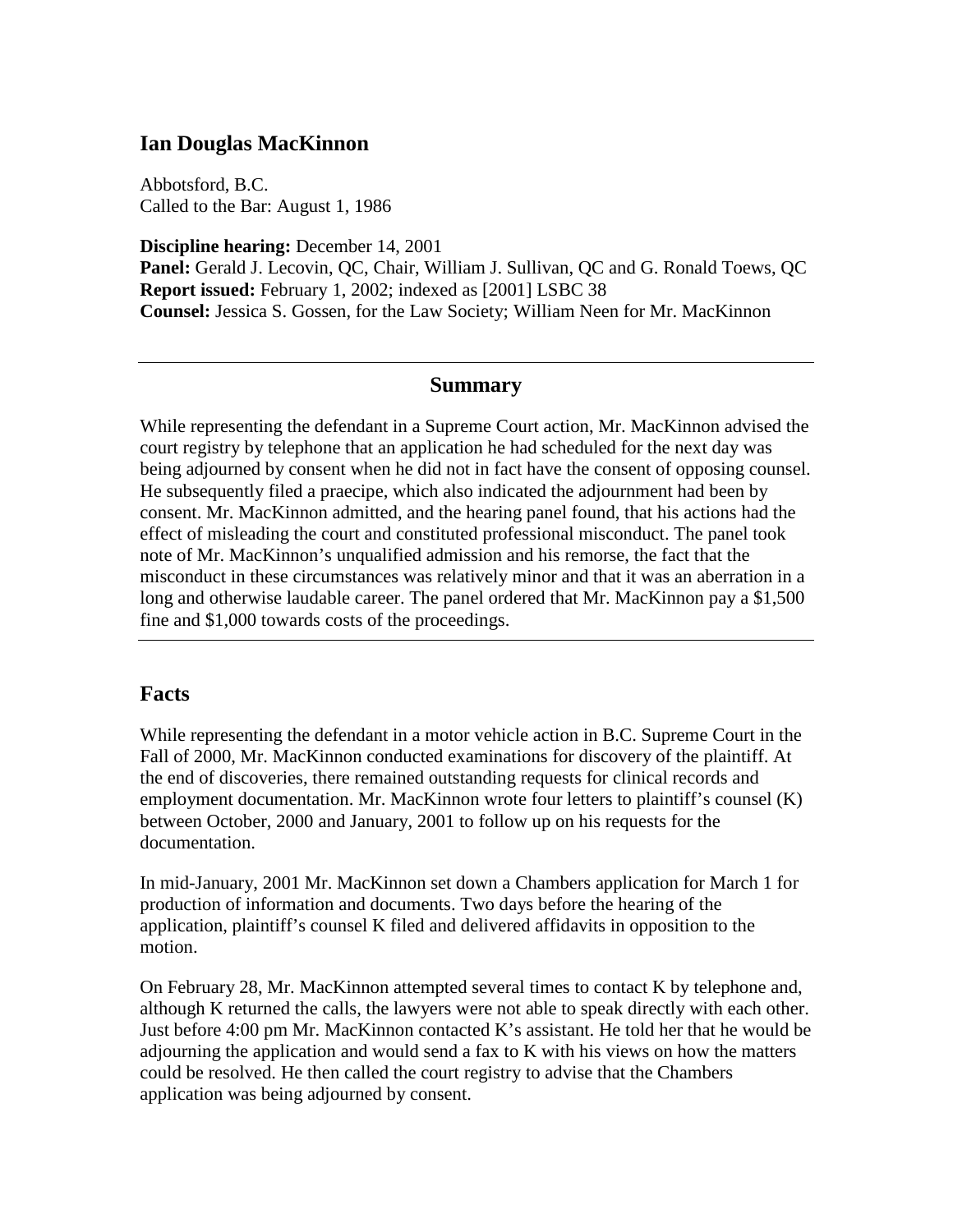## Ian Douglas MacKinnon

Abbotsford, B.C.
Called to the Bar: August 1, 1986

**Discipline hearing:** December 14, 2001
**Panel:** Gerald J. Lecovin, QC, Chair, William J. Sullivan, QC and G. Ronald Toews, QC
**Report issued:** February 1, 2002; indexed as [2001] LSBC 38
**Counsel:** Jessica S. Gossen, for the Law Society; William Neen for Mr. MacKinnon

---

### Summary

While representing the defendant in a Supreme Court action, Mr. MacKinnon advised the court registry by telephone that an application he had scheduled for the next day was being adjourned by consent when he did not in fact have the consent of opposing counsel. He subsequently filed a praecipe, which also indicated the adjournment had been by consent. Mr. MacKinnon admitted, and the hearing panel found, that his actions had the effect of misleading the court and constituted professional misconduct. The panel took note of Mr. MacKinnon's unqualified admission and his remorse, the fact that the misconduct in these circumstances was relatively minor and that it was an aberration in a long and otherwise laudable career. The panel ordered that Mr. MacKinnon pay a $1,500 fine and $1,000 towards costs of the proceedings.

---

## Facts

While representing the defendant in a motor vehicle action in B.C. Supreme Court in the Fall of 2000, Mr. MacKinnon conducted examinations for discovery of the plaintiff. At the end of discoveries, there remained outstanding requests for clinical records and employment documentation. Mr. MacKinnon wrote four letters to plaintiff's counsel (K) between October, 2000 and January, 2001 to follow up on his requests for the documentation.

In mid-January, 2001 Mr. MacKinnon set down a Chambers application for March 1 for production of information and documents. Two days before the hearing of the application, plaintiff's counsel K filed and delivered affidavits in opposition to the motion.

On February 28, Mr. MacKinnon attempted several times to contact K by telephone and, although K returned the calls, the lawyers were not able to speak directly with each other. Just before 4:00 pm Mr. MacKinnon contacted K's assistant. He told her that he would be adjourning the application and would send a fax to K with his views on how the matters could be resolved. He then called the court registry to advise that the Chambers application was being adjourned by consent.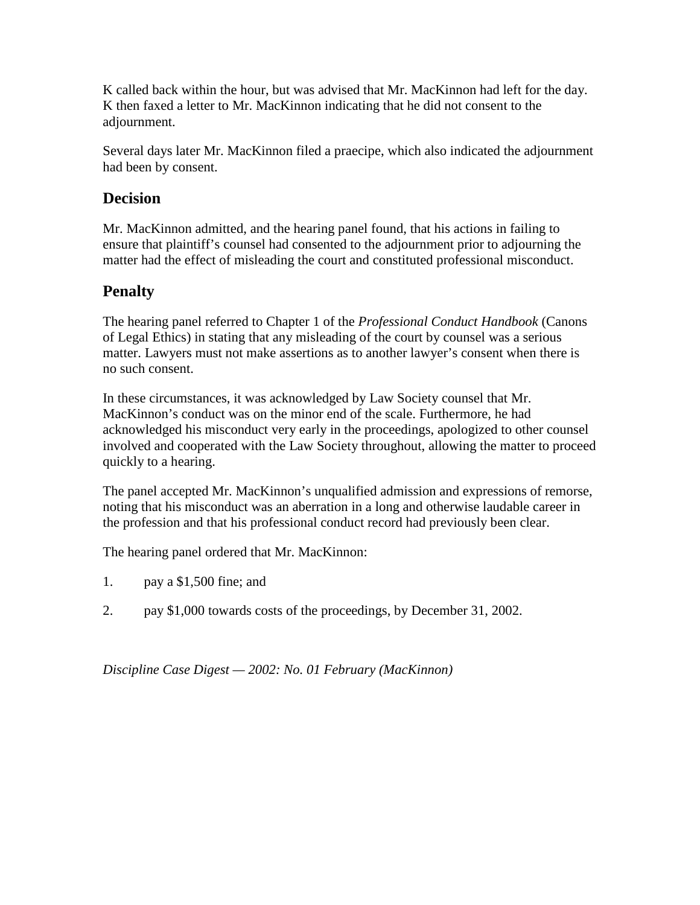K called back within the hour, but was advised that Mr. MacKinnon had left for the day. K then faxed a letter to Mr. MacKinnon indicating that he did not consent to the adjournment.

Several days later Mr. MacKinnon filed a praecipe, which also indicated the adjournment had been by consent.

## Decision

Mr. MacKinnon admitted, and the hearing panel found, that his actions in failing to ensure that plaintiff's counsel had consented to the adjournment prior to adjourning the matter had the effect of misleading the court and constituted professional misconduct.

## Penalty

The hearing panel referred to Chapter 1 of the *Professional Conduct Handbook* (Canons of Legal Ethics) in stating that any misleading of the court by counsel was a serious matter. Lawyers must not make assertions as to another lawyer's consent when there is no such consent.

In these circumstances, it was acknowledged by Law Society counsel that Mr. MacKinnon's conduct was on the minor end of the scale. Furthermore, he had acknowledged his misconduct very early in the proceedings, apologized to other counsel involved and cooperated with the Law Society throughout, allowing the matter to proceed quickly to a hearing.

The panel accepted Mr. MacKinnon's unqualified admission and expressions of remorse, noting that his misconduct was an aberration in a long and otherwise laudable career in the profession and that his professional conduct record had previously been clear.

The hearing panel ordered that Mr. MacKinnon:

1. pay a $1,500 fine; and
2. pay $1,000 towards costs of the proceedings, by December 31, 2002.

*Discipline Case Digest — 2002: No. 01 February (MacKinnon)*